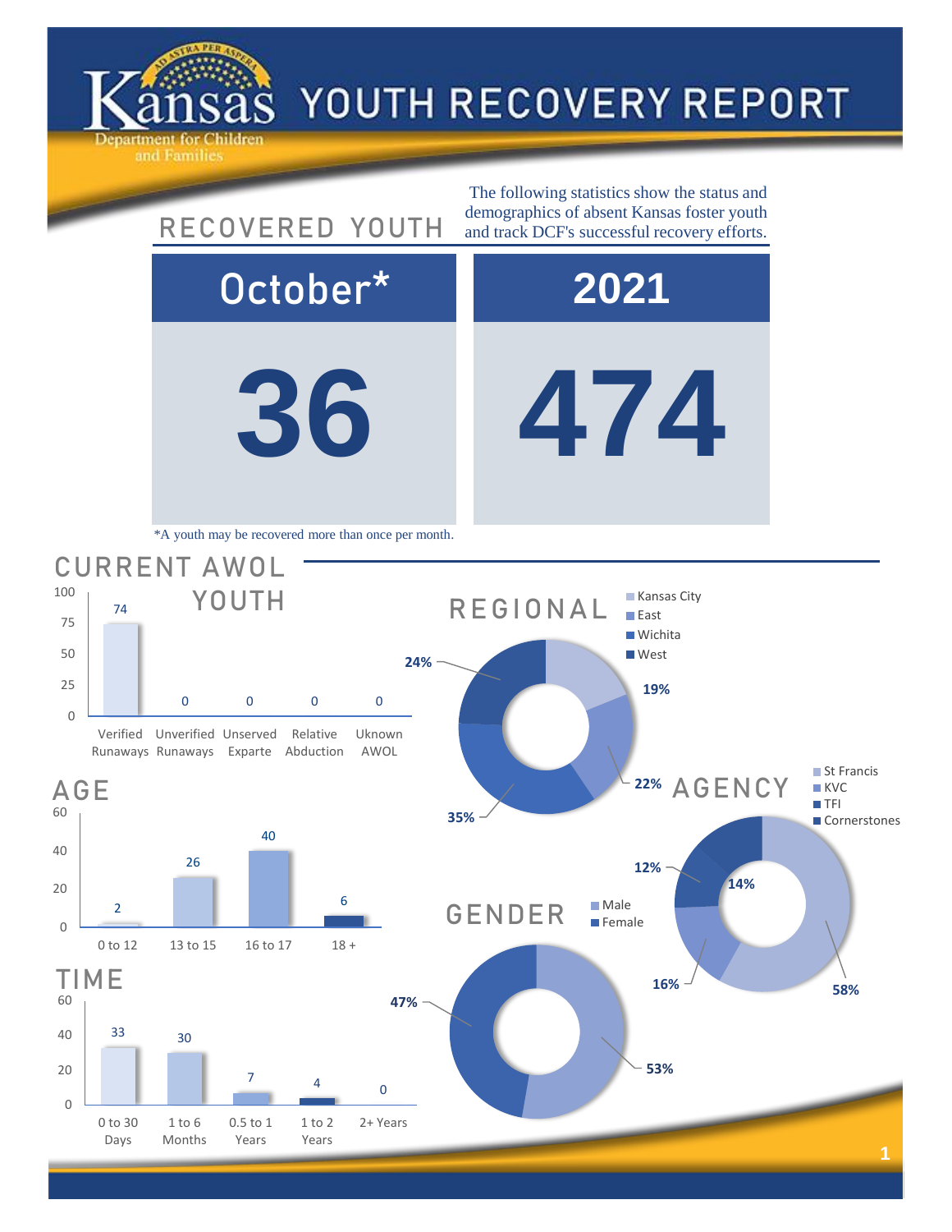# Kansas Department for Children and Families — YOUTH RECOVERY REPORT

## RECOVERED YOUTH

The following statistics show the status and demographics of absent Kansas foster youth and track DCF's successful recovery efforts.

| October* | 2021 |
|---|---|
| 36 | 474 |

*A youth may be recovered more than once per month.

## CURRENT AWOL YOUTH

| Category | Count |
|---|---|
| Verified Runaways | 74 |
| Unverified Runaways | 0 |
| Unserved Exparte | 0 |
| Relative Abduction | 0 |
| Uknown AWOL | 0 |

## REGIONAL

| Region | Percent |
|---|---|
| Kansas City | 19% |
| East | 22% |
| Wichita | 35% |
| West | 24% |

## AGE

| Age | Count |
|---|---|
| 0 to 12 | 2 |
| 13 to 15 | 26 |
| 16 to 17 | 40 |
| 18 + | 6 |

## AGENCY

| Agency | Percent |
|---|---|
| St Francis | 58% |
| KVC | 16% |
| TFI | 12% |
| Cornerstones | 14% |

## GENDER

| Gender | Percent |
|---|---|
| Male | 53% |
| Female | 47% |

## TIME

| Time | Count |
|---|---|
| 0 to 30 Days | 33 |
| 1 to 6 Months | 30 |
| 0.5 to 1 Years | 7 |
| 1 to 2 Years | 4 |
| 2+ Years | 0 |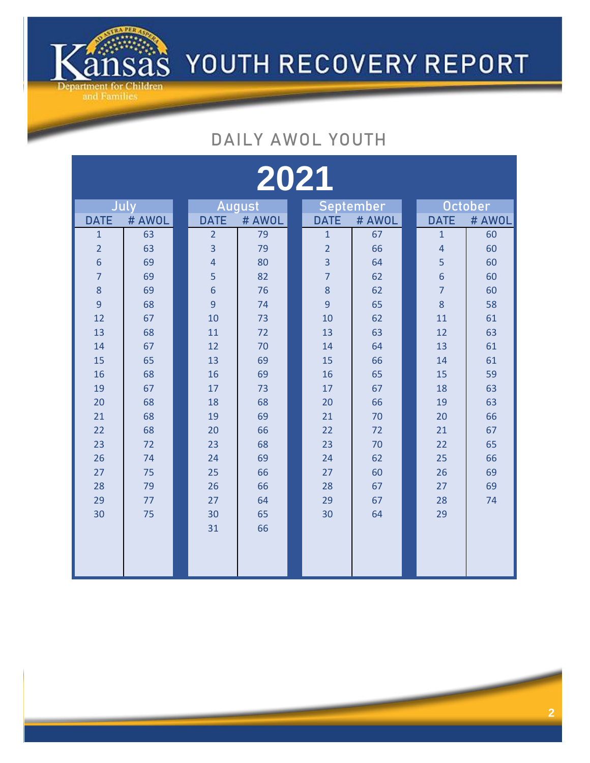# YOUTH RECOVERY REPORT

Kansas Department for Children and Families

## DAILY AWOL YOUTH

## 2021

| July | | August | | September | | October | |
|---|---|---|---|---|---|---|---|
| DATE | # AWOL | DATE | # AWOL | DATE | # AWOL | DATE | # AWOL |
| 1 | 63 | 2 | 79 | 1 | 67 | 1 | 60 |
| 2 | 63 | 3 | 79 | 2 | 66 | 4 | 60 |
| 6 | 69 | 4 | 80 | 3 | 64 | 5 | 60 |
| 7 | 69 | 5 | 82 | 7 | 62 | 6 | 60 |
| 8 | 69 | 6 | 76 | 8 | 62 | 7 | 60 |
| 9 | 68 | 9 | 74 | 9 | 65 | 8 | 58 |
| 12 | 67 | 10 | 73 | 10 | 62 | 11 | 61 |
| 13 | 68 | 11 | 72 | 13 | 63 | 12 | 63 |
| 14 | 67 | 12 | 70 | 14 | 64 | 13 | 61 |
| 15 | 65 | 13 | 69 | 15 | 66 | 14 | 61 |
| 16 | 68 | 16 | 69 | 16 | 65 | 15 | 59 |
| 19 | 67 | 17 | 73 | 17 | 67 | 18 | 63 |
| 20 | 68 | 18 | 68 | 20 | 66 | 19 | 63 |
| 21 | 68 | 19 | 69 | 21 | 70 | 20 | 66 |
| 22 | 68 | 20 | 66 | 22 | 72 | 21 | 67 |
| 23 | 72 | 23 | 68 | 23 | 70 | 22 | 65 |
| 26 | 74 | 24 | 69 | 24 | 62 | 25 | 66 |
| 27 | 75 | 25 | 66 | 27 | 60 | 26 | 69 |
| 28 | 79 | 26 | 66 | 28 | 67 | 27 | 69 |
| 29 | 77 | 27 | 64 | 29 | 67 | 28 | 74 |
| 30 | 75 | 30 | 65 | 30 | 64 | 29 | |
| | | 31 | 66 | | | | |